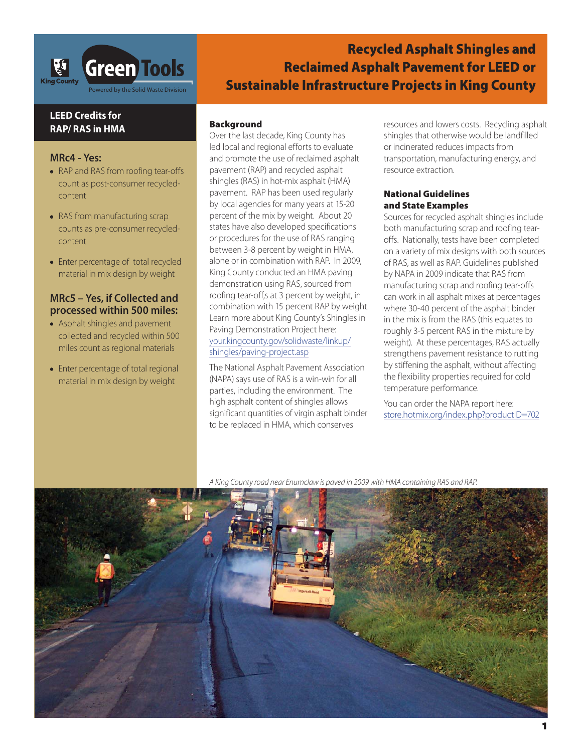# Recycled Asphalt Shingles and Reclaimed Asphalt Pavement for LEED or Sustainable Infrastructure Projects in King County

## LEED Credits for RAP/ RAS in HMA

### MRc4 - Yes:

- RAP and RAS from roofing tear-offs count as post-consumer recycled-content
- RAS from manufacturing scrap counts as pre-consumer recycled-content
- Enter percentage of total recycled material in mix design by weight

### MRc5 – Yes, if Collected and processed within 500 miles:

- Asphalt shingles and pavement collected and recycled within 500 miles count as regional materials
- Enter percentage of total regional material in mix design by weight

### Background

Over the last decade, King County has led local and regional efforts to evaluate and promote the use of reclaimed asphalt pavement (RAP) and recycled asphalt shingles (RAS) in hot-mix asphalt (HMA) pavement. RAP has been used regularly by local agencies for many years at 15-20 percent of the mix by weight. About 20 states have also developed specifications or procedures for the use of RAS ranging between 3-8 percent by weight in HMA, alone or in combination with RAP. In 2009, King County conducted an HMA paving demonstration using RAS, sourced from roofing tear-off,s at 3 percent by weight, in combination with 15 percent RAP by weight. Learn more about King County's Shingles in Paving Demonstration Project here: your.kingcounty.gov/solidwaste/linkup/shingles/paving-project.asp

The National Asphalt Pavement Association (NAPA) says use of RAS is a win-win for all parties, including the environment. The high asphalt content of shingles allows significant quantities of virgin asphalt binder to be replaced in HMA, which conserves resources and lowers costs. Recycling asphalt shingles that otherwise would be landfilled or incinerated reduces impacts from transportation, manufacturing energy, and resource extraction.

### National Guidelines and State Examples

Sources for recycled asphalt shingles include both manufacturing scrap and roofing tear-offs. Nationally, tests have been completed on a variety of mix designs with both sources of RAS, as well as RAP. Guidelines published by NAPA in 2009 indicate that RAS from manufacturing scrap and roofing tear-offs can work in all asphalt mixes at percentages where 30-40 percent of the asphalt binder in the mix is from the RAS (this equates to roughly 3-5 percent RAS in the mixture by weight). At these percentages, RAS actually strengthens pavement resistance to rutting by stiffening the asphalt, without affecting the flexibility properties required for cold temperature performance.

You can order the NAPA report here: store.hotmix.org/index.php?productID=702

*A King County road near Enumclaw is paved in 2009 with HMA containing RAS and RAP.*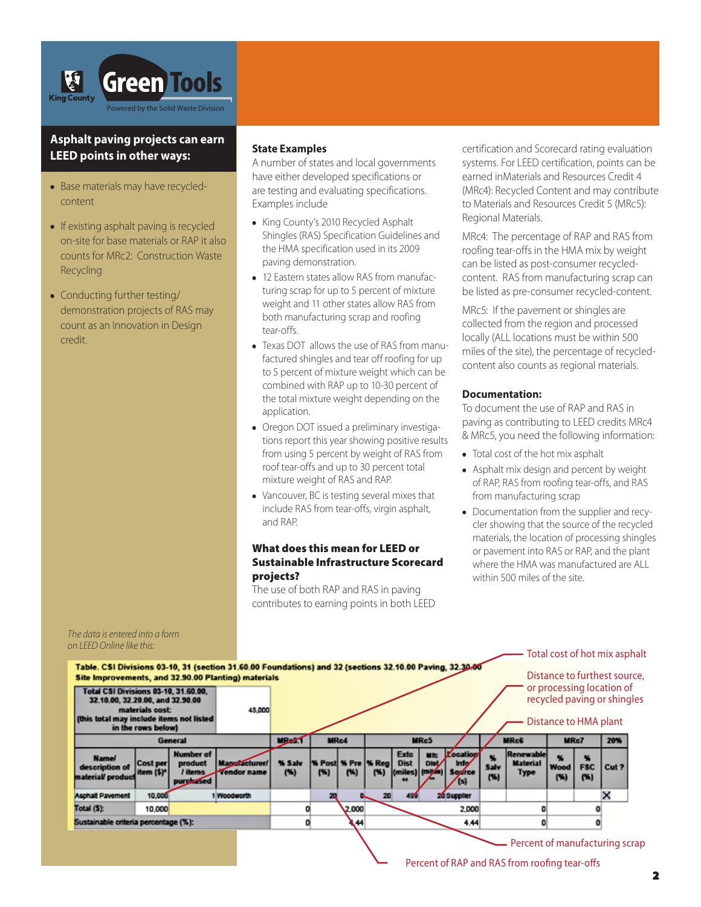## Asphalt paving projects can earn LEED points in other ways:

- Base materials may have recycled-content
- If existing asphalt paving is recycled on-site for base materials or RAP it also counts for MRc2: Construction Waste Recycling
- Conducting further testing/ demonstration projects of RAS may count as an Innovation in Design credit.

### State Examples

A number of states and local governments have either developed specifications or are testing and evaluating specifications. Examples include

- King County's 2010 Recycled Asphalt Shingles (RAS) Specification Guidelines and the HMA specification used in its 2009 paving demonstration.
- 12 Eastern states allow RAS from manufacturing scrap for up to 5 percent of mixture weight and 11 other states allow RAS from both manufacturing scrap and roofing tear-offs.
- Texas DOT allows the use of RAS from manufactured shingles and tear off roofing for up to 5 percent of mixture weight which can be combined with RAP up to 10-30 percent of the total mixture weight depending on the application.
- Oregon DOT issued a preliminary investigations report this year showing positive results from using 5 percent by weight of RAS from roof tear-offs and up to 30 percent total mixture weight of RAS and RAP.
- Vancouver, BC is testing several mixes that include RAS from tear-offs, virgin asphalt, and RAP.

### What does this mean for LEED or Sustainable Infrastructure Scorecard projects?

The use of both RAP and RAS in paving contributes to earning points in both LEED certification and Scorecard rating evaluation systems. For LEED certification, points can be earned inMaterials and Resources Credit 4 (MRc4): Recycled Content and may contribute to Materials and Resources Credit 5 (MRc5): Regional Materials.

MRc4: The percentage of RAP and RAS from roofing tear-offs in the HMA mix by weight can be listed as post-consumer recycled-content. RAS from manufacturing scrap can be listed as pre-consumer recycled-content.

MRc5: If the pavement or shingles are collected from the region and processed locally (ALL locations must be within 500 miles of the site), the percentage of recycled-content also counts as regional materials.

### Documentation:

To document the use of RAP and RAS in paving as contributing to LEED credits MRc4 & MRc5, you need the following information:

- Total cost of the hot mix asphalt
- Asphalt mix design and percent by weight of RAP, RAS from roofing tear-offs, and RAS from manufacturing scrap
- Documentation from the supplier and recycler showing that the source of the recycled materials, the location of processing shingles or pavement into RAS or RAP, and the plant where the HMA was manufactured are ALL within 500 miles of the site.

*The data is entered into a form on LEED Online like this:*

**Table. CSI Divisions 03-10, 31 (section 31.60.00 Foundations) and 32 (sections 32.10.00 Paving, 32.30.00 Site Improvements, and 32.90.00 Planting) materials**

| Total CSI Divisions 03-10, 31.60.00, 32.10.00, 32.20.00, and 32.90.00 materials cost: (this total may include items not listed in the rows below) | | | | 45,000 | | | | | | | | | | | | | |
|---|---|---|---|---|---|---|---|---|---|---|---|---|---|---|---|---|---|
| General | | | | MRc3.1 | MRc4 | | MRc5 | | | | MRc6 | | MRc7 | | 20% |
| Name/ description of material/ product | Cost per item ($)* | Number of product / items purchased | Manufacturer/ Vendor name | % Salv (%) | % Post (%) | % Pre (%) | % Reg (%) | Extc Dist (miles) ** | Mfc Dist (miles) ** | Location Info Source (s) | % Salv (%) | Renewable Material Type | % Wood (%) | % FSC (%) | Cut ? |
| Asphalt Pavement | 10,000 | 1 | Woodworth | | 20 | 0 | 20 | 499 | 20 | Supplier | | | | | X |
| Total ($): | 10,000 | | | 0 | 2,000 | | 2,000 | | | | 0 | | 0 | | |
| Sustainable criteria percentage (%): | | | | 0 | 4.44 | | 4.44 | | | | 0 | | 0 | | |

Total cost of hot mix asphalt

Distance to furthest source, or processing location of recycled paving or shingles

Distance to HMA plant

Percent of manufacturing scrap

Percent of RAP and RAS from roofing tear-offs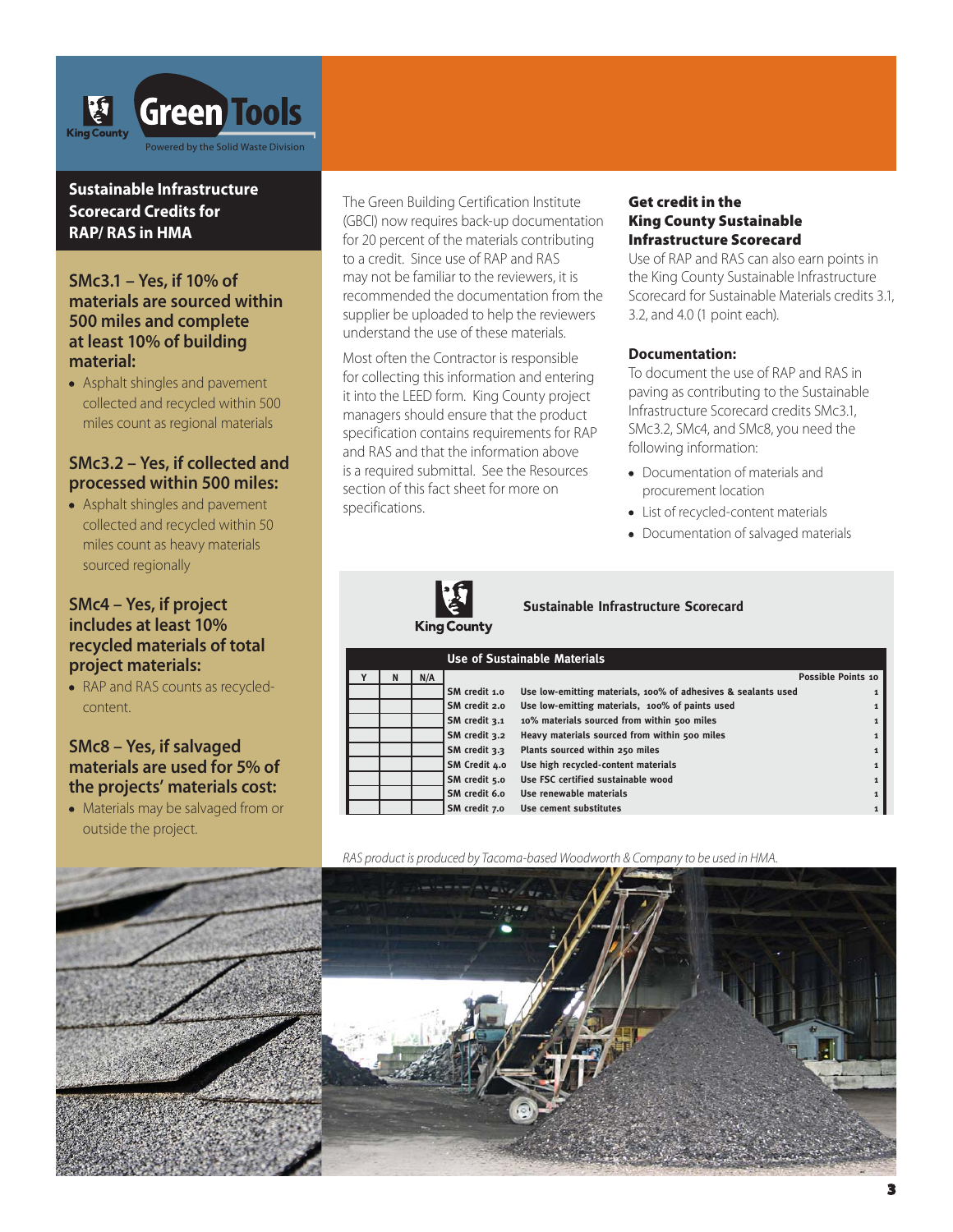## Sustainable Infrastructure Scorecard Credits for RAP/ RAS in HMA

### SMc3.1 – Yes, if 10% of materials are sourced within 500 miles and complete at least 10% of building material:

- Asphalt shingles and pavement collected and recycled within 500 miles count as regional materials

### SMc3.2 – Yes, if collected and processed within 500 miles:

- Asphalt shingles and pavement collected and recycled within 50 miles count as heavy materials sourced regionally

### SMc4 – Yes, if project includes at least 10% recycled materials of total project materials:

- RAP and RAS counts as recycled-content.

### SMc8 – Yes, if salvaged materials are used for 5% of the projects' materials cost:

- Materials may be salvaged from or outside the project.

The Green Building Certification Institute (GBCI) now requires back-up documentation for 20 percent of the materials contributing to a credit. Since use of RAP and RAS may not be familiar to the reviewers, it is recommended the documentation from the supplier be uploaded to help the reviewers understand the use of these materials.

Most often the Contractor is responsible for collecting this information and entering it into the LEED form. King County project managers should ensure that the product specification contains requirements for RAP and RAS and that the information above is a required submittal. See the Resources section of this fact sheet for more on specifications.

### Get credit in the King County Sustainable Infrastructure Scorecard

Use of RAP and RAS can also earn points in the King County Sustainable Infrastructure Scorecard for Sustainable Materials credits 3.1, 3.2, and 4.0 (1 point each).

### Documentation:

To document the use of RAP and RAS in paving as contributing to the Sustainable Infrastructure Scorecard credits SMc3.1, SMc3.2, SMc4, and SMc8, you need the following information:

- Documentation of materials and procurement location
- List of recycled-content materials
- Documentation of salvaged materials

**Sustainable Infrastructure Scorecard**

**Use of Sustainable Materials**

| Y | N | N/A | | | Possible Points 10 |
|---|---|---|---|---|---|
| | | | SM credit 1.0 | Use low-emitting materials, 100% of adhesives & sealants used | 1 |
| | | | SM credit 2.0 | Use low-emitting materials, 100% of paints used | 1 |
| | | | SM credit 3.1 | 10% materials sourced from within 500 miles | 1 |
| | | | SM credit 3.2 | Heavy materials sourced from within 500 miles | 1 |
| | | | SM credit 3.3 | Plants sourced within 250 miles | 1 |
| | | | SM Credit 4.0 | Use high recycled-content materials | 1 |
| | | | SM credit 5.0 | Use FSC certified sustainable wood | 1 |
| | | | SM credit 6.0 | Use renewable materials | 1 |
| | | | SM credit 7.0 | Use cement substitutes | 1 |

*RAS product is produced by Tacoma-based Woodworth & Company to be used in HMA.*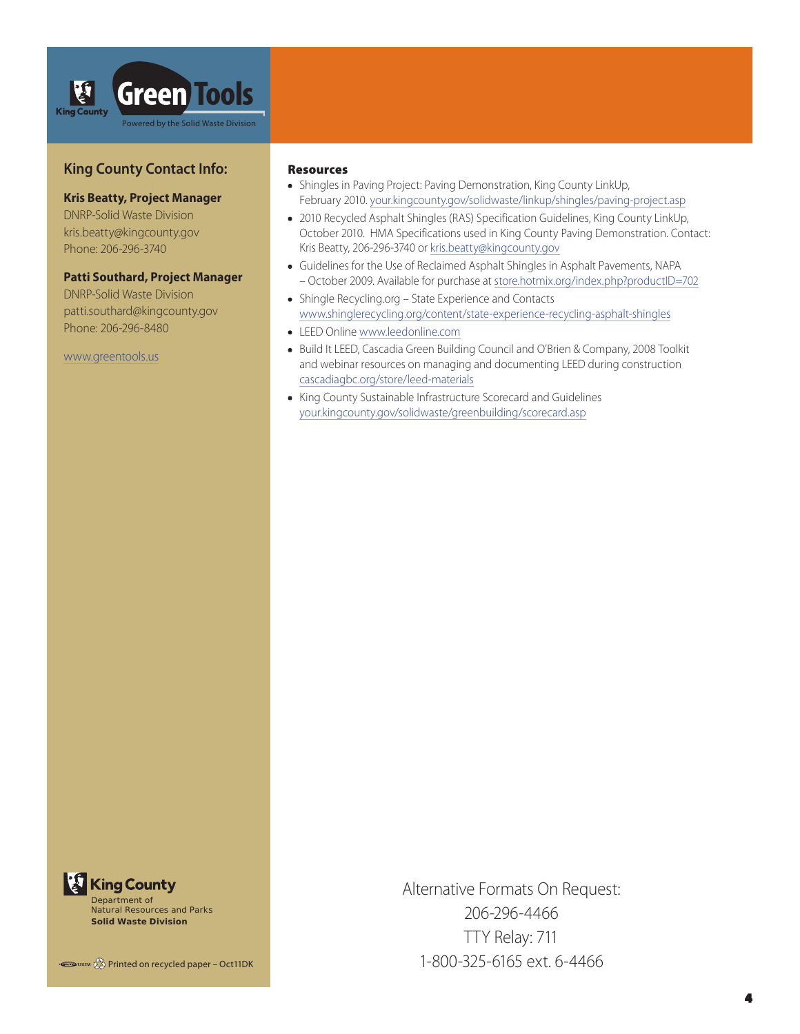Green Tools

Powered by the Solid Waste Division

## King County Contact Info:

**Kris Beatty, Project Manager**
DNRP-Solid Waste Division
kris.beatty@kingcounty.gov
Phone: 206-296-3740

**Patti Southard, Project Manager**
DNRP-Solid Waste Division
patti.southard@kingcounty.gov
Phone: 206-296-8480

www.greentools.us

**Resources**

- Shingles in Paving Project: Paving Demonstration, King County LinkUp, February 2010. your.kingcounty.gov/solidwaste/linkup/shingles/paving-project.asp
- 2010 Recycled Asphalt Shingles (RAS) Specification Guidelines, King County LinkUp, October 2010. HMA Specifications used in King County Paving Demonstration. Contact: Kris Beatty, 206-296-3740 or kris.beatty@kingcounty.gov
- Guidelines for the Use of Reclaimed Asphalt Shingles in Asphalt Pavements, NAPA – October 2009. Available for purchase at store.hotmix.org/index.php?productID=702
- Shingle Recycling.org – State Experience and Contacts www.shinglerecycling.org/content/state-experience-recycling-asphalt-shingles
- LEED Online www.leedonline.com
- Build It LEED, Cascadia Green Building Council and O'Brien & Company, 2008 Toolkit and webinar resources on managing and documenting LEED during construction cascadiagbc.org/store/leed-materials
- King County Sustainable Infrastructure Scorecard and Guidelines your.kingcounty.gov/solidwaste/greenbuilding/scorecard.asp

King County
Department of
Natural Resources and Parks
**Solid Waste Division**

1202M Printed on recycled paper – Oct11DK

Alternative Formats On Request:
206-296-4466
TTY Relay: 711
1-800-325-6165 ext. 6-4466